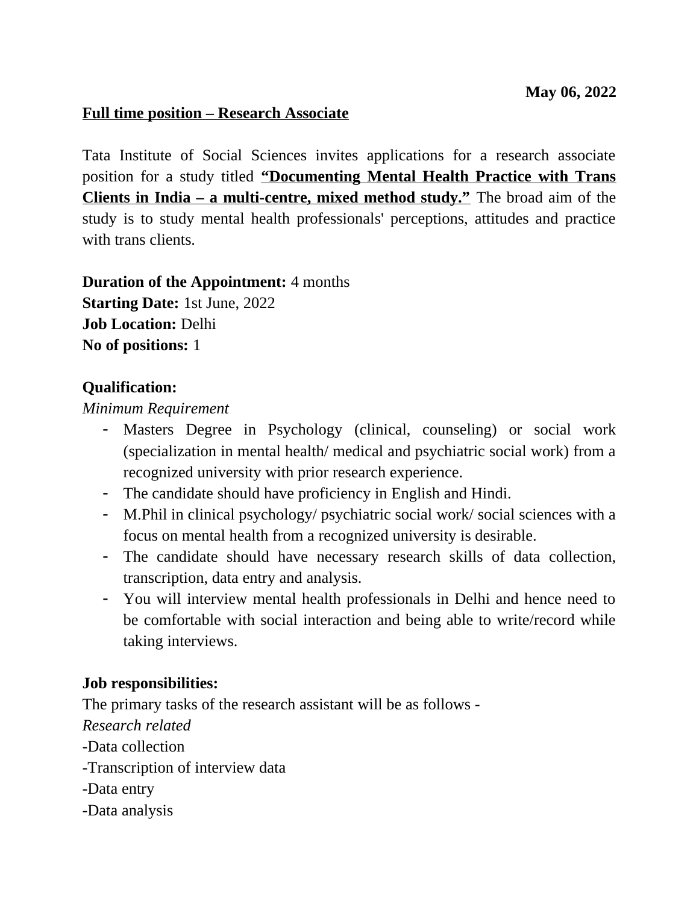**May 06, 2022**

**Full time position – Research Associate**

Tata Institute of Social Sciences invites applications for a research associate position for a study titled **“Documenting Mental Health Practice with Trans Clients in India – a multi-centre, mixed method study.”** The broad aim of the study is to study mental health professionals' perceptions, attitudes and practice with trans clients.

**Duration of the Appointment:** 4 months
**Starting Date:** 1st June, 2022
**Job Location:** Delhi
**No of positions:** 1

**Qualification:**

*Minimum Requirement*

- Masters Degree in Psychology (clinical, counseling) or social work (specialization in mental health/ medical and psychiatric social work) from a recognized university with prior research experience.
- The candidate should have proficiency in English and Hindi.
- M.Phil in clinical psychology/ psychiatric social work/ social sciences with a focus on mental health from a recognized university is desirable.
- The candidate should have necessary research skills of data collection, transcription, data entry and analysis.
- You will interview mental health professionals in Delhi and hence need to be comfortable with social interaction and being able to write/record while taking interviews.

**Job responsibilities:**

The primary tasks of the research assistant will be as follows -

*Research related*

-Data collection
-Transcription of interview data
-Data entry
-Data analysis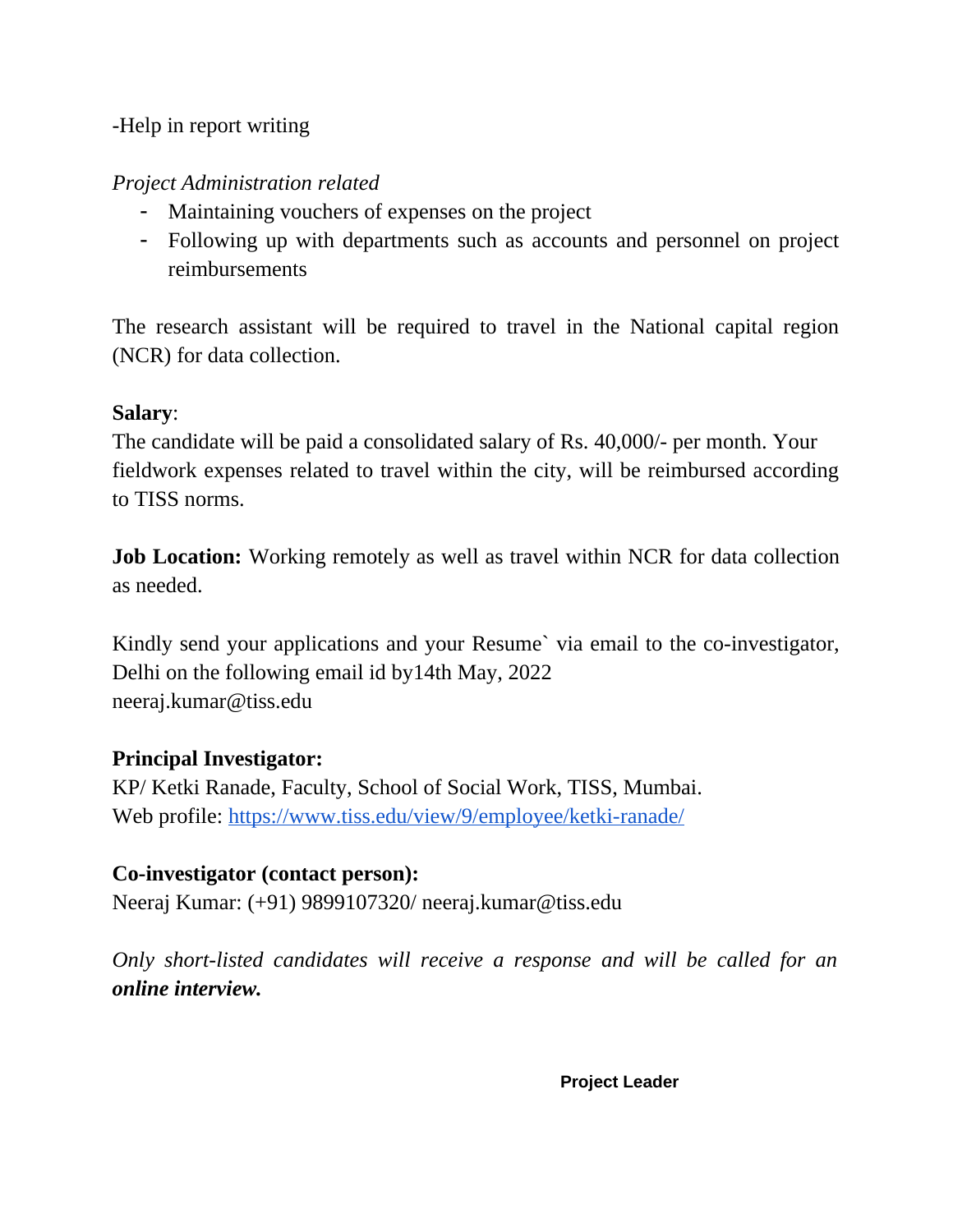-Help in report writing

*Project Administration related*

- Maintaining vouchers of expenses on the project
- Following up with departments such as accounts and personnel on project reimbursements

The research assistant will be required to travel in the National capital region (NCR) for data collection.

**Salary**:
The candidate will be paid a consolidated salary of Rs. 40,000/- per month. Your fieldwork expenses related to travel within the city, will be reimbursed according to TISS norms.

**Job Location:** Working remotely as well as travel within NCR for data collection as needed.

Kindly send your applications and your Resume` via email to the co-investigator, Delhi on the following email id by14th May, 2022
neeraj.kumar@tiss.edu

**Principal Investigator:**
KP/ Ketki Ranade, Faculty, School of Social Work, TISS, Mumbai.
Web profile: [https://www.tiss.edu/view/9/employee/ketki-ranade/](https://www.tiss.edu/view/9/employee/ketki-ranade/)

**Co-investigator (contact person):**
Neeraj Kumar: (+91) 9899107320/ neeraj.kumar@tiss.edu

*Only short-listed candidates will receive a response and will be called for an **online interview.***

**Project Leader**